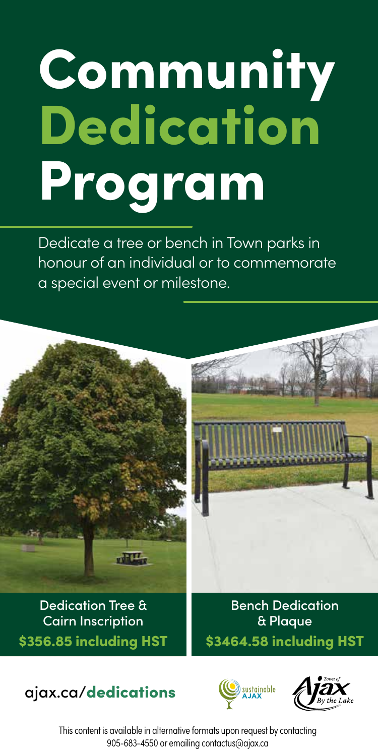# Community Dedication Program

Dedicate a tree or bench in Town parks in honour of an individual or to commemorate a special event or milestone.

Dedication Tree & Cairn Inscription
**$356.85 including HST**

Bench Dedication & Plaque
**$3464.58 including HST**

ajax.ca/**dedications**

This content is available in alternative formats upon request by contacting 905-683-4550 or emailing contactus@ajax.ca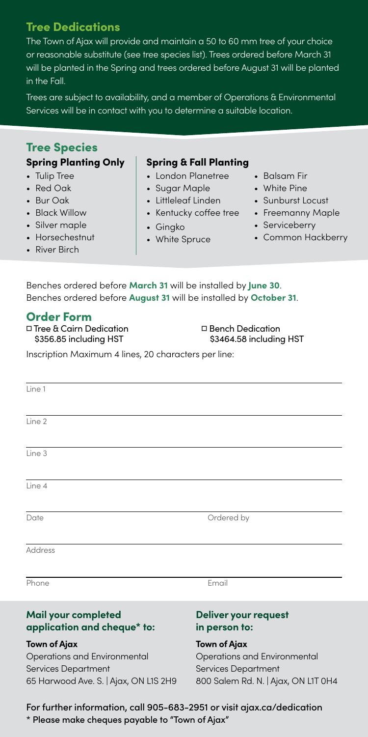## Tree Dedications

The Town of Ajax will provide and maintain a 50 to 60 mm tree of your choice or reasonable substitute (see tree species list). Trees ordered before March 31 will be planted in the Spring and trees ordered before August 31 will be planted in the Fall.

Trees are subject to availability, and a member of Operations & Environmental Services will be in contact with you to determine a suitable location.

## Tree Species

### Spring Planting Only

- Tulip Tree
- Red Oak
- Bur Oak
- Black Willow
- Silver maple
- Horsechestnut
- River Birch

### Spring & Fall Planting

- London Planetree
- Sugar Maple
- Littleleaf Linden
- Kentucky coffee tree
- Gingko
- White Spruce
- Balsam Fir
- White Pine
- Sunburst Locust
- Freemanny Maple
- Serviceberry
- Common Hackberry

Benches ordered before **March 31** will be installed by **June 30**.
Benches ordered before **August 31** will be installed by **October 31**.

## Order Form

☐ Tree & Cairn Dedication
$356.85 including HST

☐ Bench Dedication
$3464.58 including HST

Inscription Maximum 4 lines, 20 characters per line:

Line 1 ____________________

Line 2 ____________________

Line 3 ____________________

Line 4 ____________________

Date ____________________ Ordered by ____________________

Address ____________________

Phone ____________________ Email ____________________

**Mail your completed application and cheque* to:**

**Town of Ajax**
Operations and Environmental Services Department
65 Harwood Ave. S. | Ajax, ON L1S 2H9

**Deliver your request in person to:**

**Town of Ajax**
Operations and Environmental Services Department
800 Salem Rd. N. | Ajax, ON L1T 0H4

For further information, call 905-683-2951 or visit ajax.ca/dedication

* Please make cheques payable to "Town of Ajax"